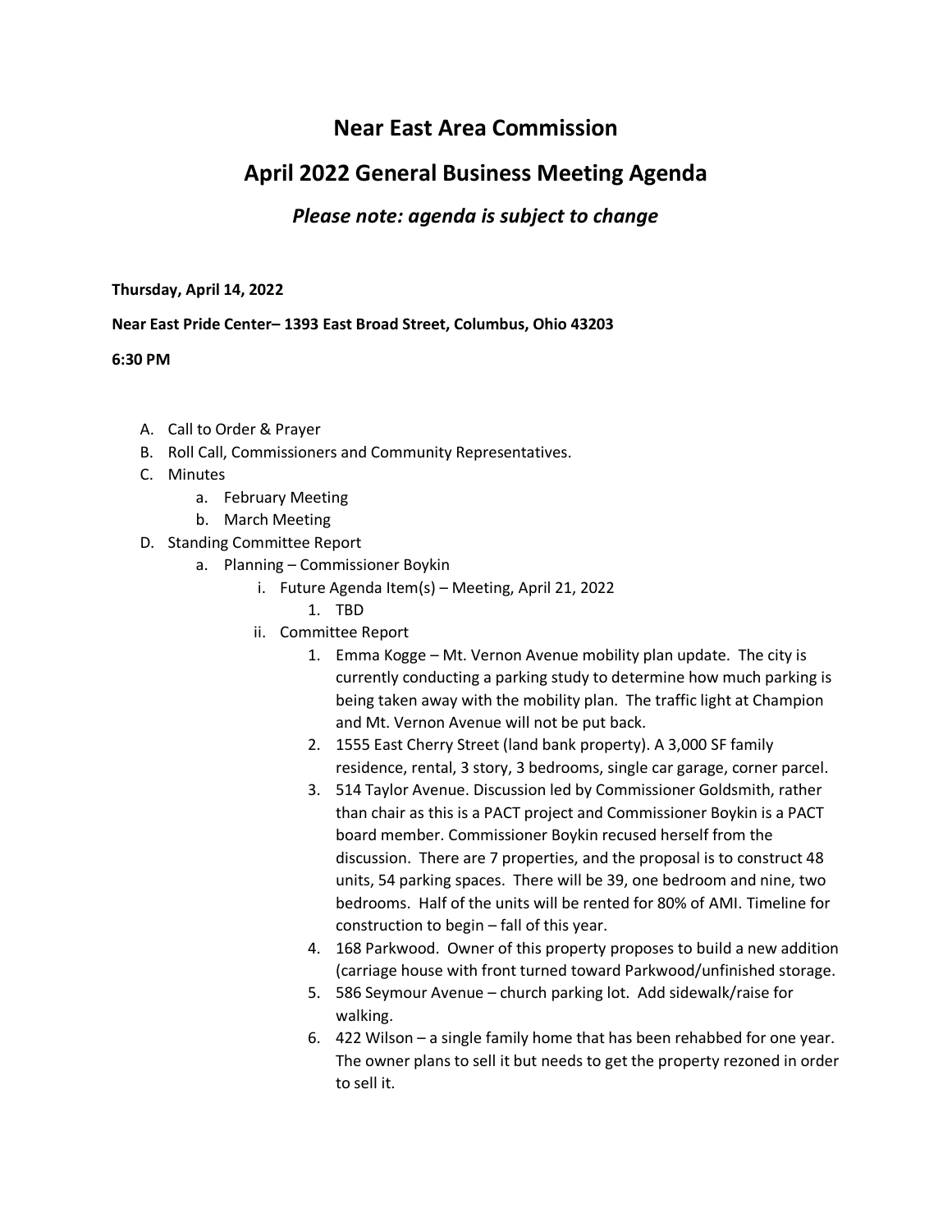# Near East Area Commission

## April 2022 General Business Meeting Agenda

### *Please note: agenda is subject to change*

**Thursday, April 14, 2022**

**Near East Pride Center– 1393 East Broad Street, Columbus, Ohio 43203**

**6:30 PM**

A. Call to Order & Prayer
B. Roll Call, Commissioners and Community Representatives.
C. Minutes
    a. February Meeting
    b. March Meeting
D. Standing Committee Report
    a. Planning – Commissioner Boykin
        i. Future Agenda Item(s) – Meeting, April 21, 2022
            1. TBD
        ii. Committee Report
            1. Emma Kogge – Mt. Vernon Avenue mobility plan update. The city is currently conducting a parking study to determine how much parking is being taken away with the mobility plan. The traffic light at Champion and Mt. Vernon Avenue will not be put back.
            2. 1555 East Cherry Street (land bank property). A 3,000 SF family residence, rental, 3 story, 3 bedrooms, single car garage, corner parcel.
            3. 514 Taylor Avenue. Discussion led by Commissioner Goldsmith, rather than chair as this is a PACT project and Commissioner Boykin is a PACT board member. Commissioner Boykin recused herself from the discussion. There are 7 properties, and the proposal is to construct 48 units, 54 parking spaces. There will be 39, one bedroom and nine, two bedrooms. Half of the units will be rented for 80% of AMI. Timeline for construction to begin – fall of this year.
            4. 168 Parkwood. Owner of this property proposes to build a new addition (carriage house with front turned toward Parkwood/unfinished storage.
            5. 586 Seymour Avenue – church parking lot. Add sidewalk/raise for walking.
            6. 422 Wilson – a single family home that has been rehabbed for one year. The owner plans to sell it but needs to get the property rezoned in order to sell it.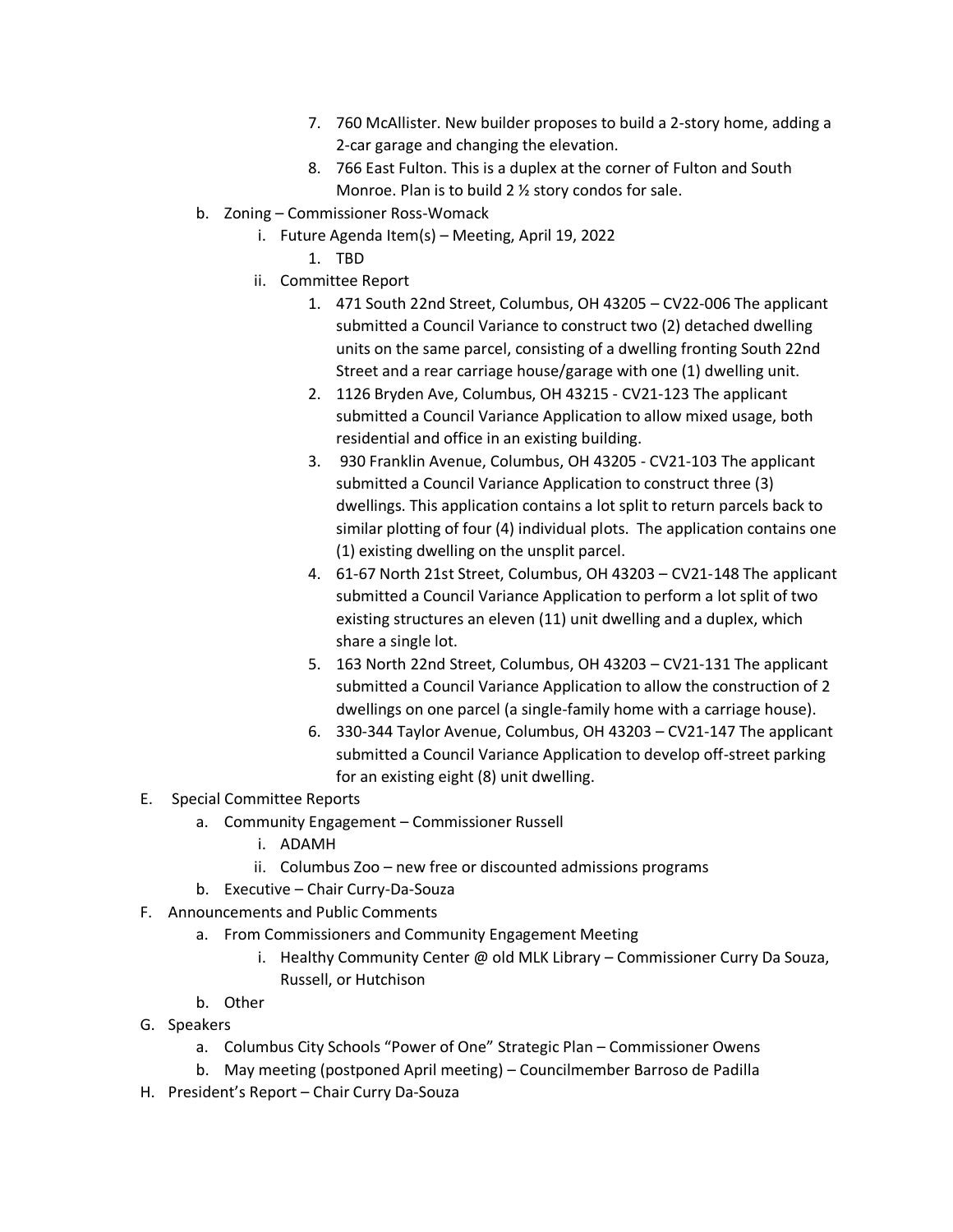7. 760 McAllister. New builder proposes to build a 2-story home, adding a 2-car garage and changing the elevation.
8. 766 East Fulton. This is a duplex at the corner of Fulton and South Monroe. Plan is to build 2 ½ story condos for sale.

b. Zoning – Commissioner Ross-Womack
   i. Future Agenda Item(s) – Meeting, April 19, 2022
      1. TBD
   ii. Committee Report
      1. 471 South 22nd Street, Columbus, OH 43205 – CV22-006 The applicant submitted a Council Variance to construct two (2) detached dwelling units on the same parcel, consisting of a dwelling fronting South 22nd Street and a rear carriage house/garage with one (1) dwelling unit.
      2. 1126 Bryden Ave, Columbus, OH 43215 - CV21-123 The applicant submitted a Council Variance Application to allow mixed usage, both residential and office in an existing building.
      3. 930 Franklin Avenue, Columbus, OH 43205 - CV21-103 The applicant submitted a Council Variance Application to construct three (3) dwellings. This application contains a lot split to return parcels back to similar plotting of four (4) individual plots. The application contains one (1) existing dwelling on the unsplit parcel.
      4. 61-67 North 21st Street, Columbus, OH 43203 – CV21-148 The applicant submitted a Council Variance Application to perform a lot split of two existing structures an eleven (11) unit dwelling and a duplex, which share a single lot.
      5. 163 North 22nd Street, Columbus, OH 43203 – CV21-131 The applicant submitted a Council Variance Application to allow the construction of 2 dwellings on one parcel (a single-family home with a carriage house).
      6. 330-344 Taylor Avenue, Columbus, OH 43203 – CV21-147 The applicant submitted a Council Variance Application to develop off-street parking for an existing eight (8) unit dwelling.

E. Special Committee Reports
   a. Community Engagement – Commissioner Russell
      i. ADAMH
      ii. Columbus Zoo – new free or discounted admissions programs
   b. Executive – Chair Curry-Da-Souza

F. Announcements and Public Comments
   a. From Commissioners and Community Engagement Meeting
      i. Healthy Community Center @ old MLK Library – Commissioner Curry Da Souza, Russell, or Hutchison
   b. Other

G. Speakers
   a. Columbus City Schools "Power of One" Strategic Plan – Commissioner Owens
   b. May meeting (postponed April meeting) – Councilmember Barroso de Padilla

H. President's Report – Chair Curry Da-Souza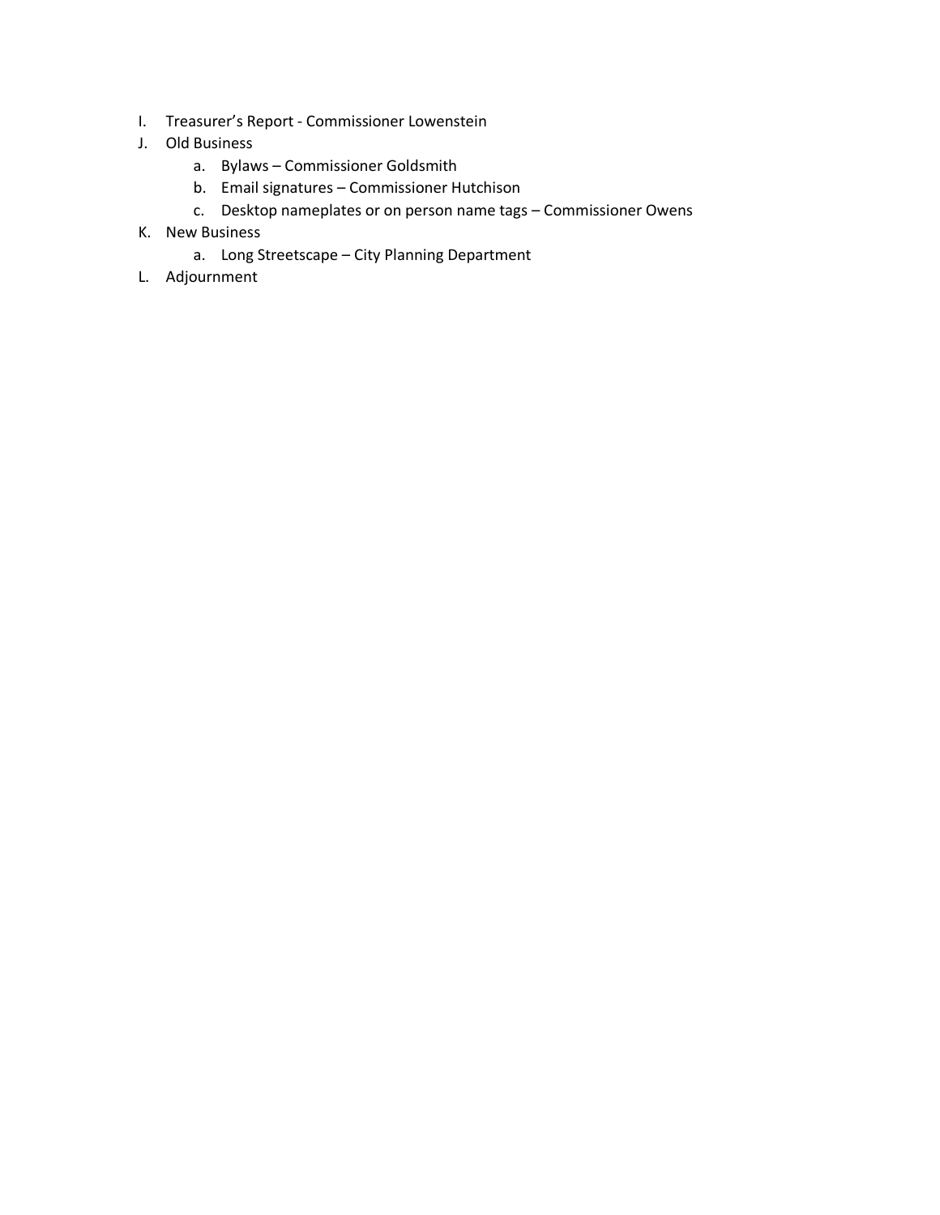I. Treasurer's Report - Commissioner Lowenstein

J. Old Business
   a. Bylaws – Commissioner Goldsmith
   b. Email signatures – Commissioner Hutchison
   c. Desktop nameplates or on person name tags – Commissioner Owens

K. New Business
   a. Long Streetscape – City Planning Department

L. Adjournment